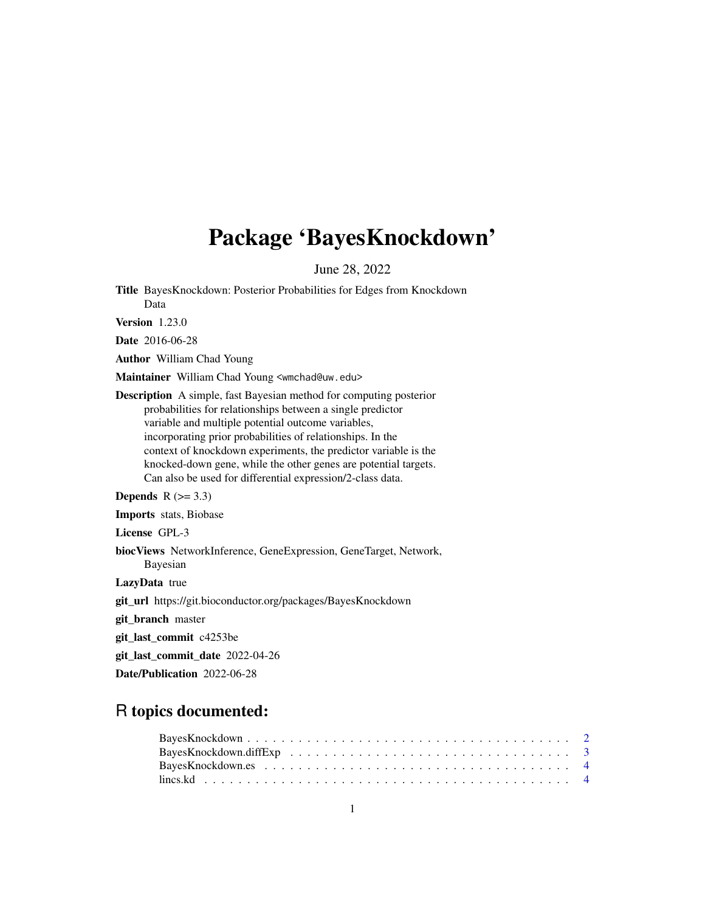# Package 'BayesKnockdown'

June 28, 2022

**Title** BayesKnockdown: Posterior Probabilities for Edges from Knockdown Data

**Version** 1.23.0

**Date** 2016-06-28

**Author** William Chad Young

**Maintainer** William Chad Young <wmchad@uw.edu>

**Description** A simple, fast Bayesian method for computing posterior probabilities for relationships between a single predictor variable and multiple potential outcome variables, incorporating prior probabilities of relationships. In the context of knockdown experiments, the predictor variable is the knocked-down gene, while the other genes are potential targets. Can also be used for differential expression/2-class data.

**Depends** R (>= 3.3)

**Imports** stats, Biobase

**License** GPL-3

**biocViews** NetworkInference, GeneExpression, GeneTarget, Network, Bayesian

**LazyData** true

**git_url** https://git.bioconductor.org/packages/BayesKnockdown

**git_branch** master

**git_last_commit** c4253be

**git_last_commit_date** 2022-04-26

**Date/Publication** 2022-06-28

## R topics documented:

- BayesKnockdown . . . . . . . . . . . . . . . . . . . . . . . . . . . . . . . . . . . . . . 2
- BayesKnockdown.diffExp . . . . . . . . . . . . . . . . . . . . . . . . . . . . . . . . . 3
- BayesKnockdown.es . . . . . . . . . . . . . . . . . . . . . . . . . . . . . . . . . . . . 4
- lincs.kd . . . . . . . . . . . . . . . . . . . . . . . . . . . . . . . . . . . . . . . . . . 4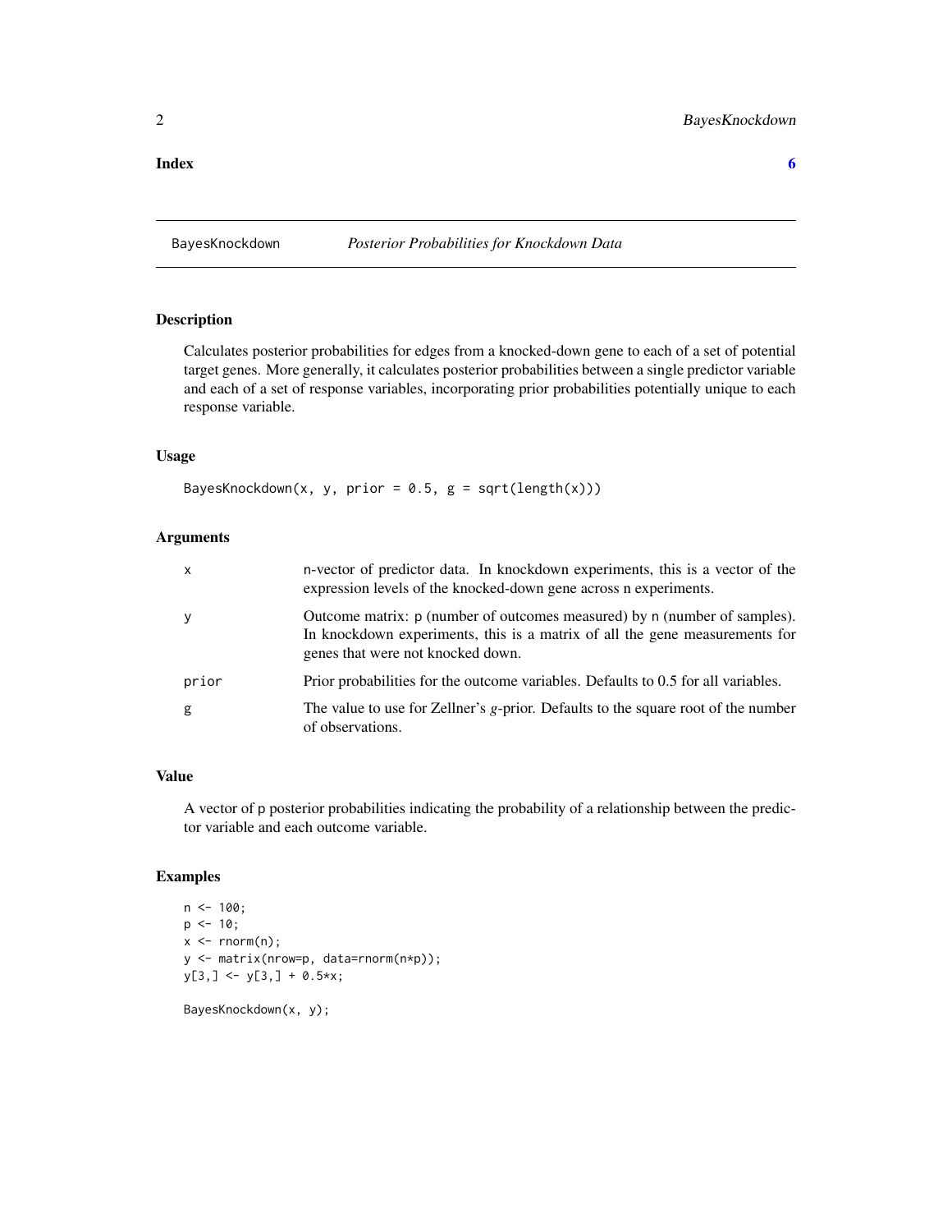**Index** **6**

## BayesKnockdown — *Posterior Probabilities for Knockdown Data*

### Description

Calculates posterior probabilities for edges from a knocked-down gene to each of a set of potential target genes. More generally, it calculates posterior probabilities between a single predictor variable and each of a set of response variables, incorporating prior probabilities potentially unique to each response variable.

### Usage

```
BayesKnockdown(x, y, prior = 0.5, g = sqrt(length(x)))
```

### Arguments

| | |
|---|---|
| x | n-vector of predictor data. In knockdown experiments, this is a vector of the expression levels of the knocked-down gene across n experiments. |
| y | Outcome matrix: p (number of outcomes measured) by n (number of samples). In knockdown experiments, this is a matrix of all the gene measurements for genes that were not knocked down. |
| prior | Prior probabilities for the outcome variables. Defaults to 0.5 for all variables. |
| g | The value to use for Zellner's *g*-prior. Defaults to the square root of the number of observations. |

### Value

A vector of p posterior probabilities indicating the probability of a relationship between the predictor variable and each outcome variable.

### Examples

```
n <- 100;
p <- 10;
x <- rnorm(n);
y <- matrix(nrow=p, data=rnorm(n*p));
y[3,] <- y[3,] + 0.5*x;

BayesKnockdown(x, y);
```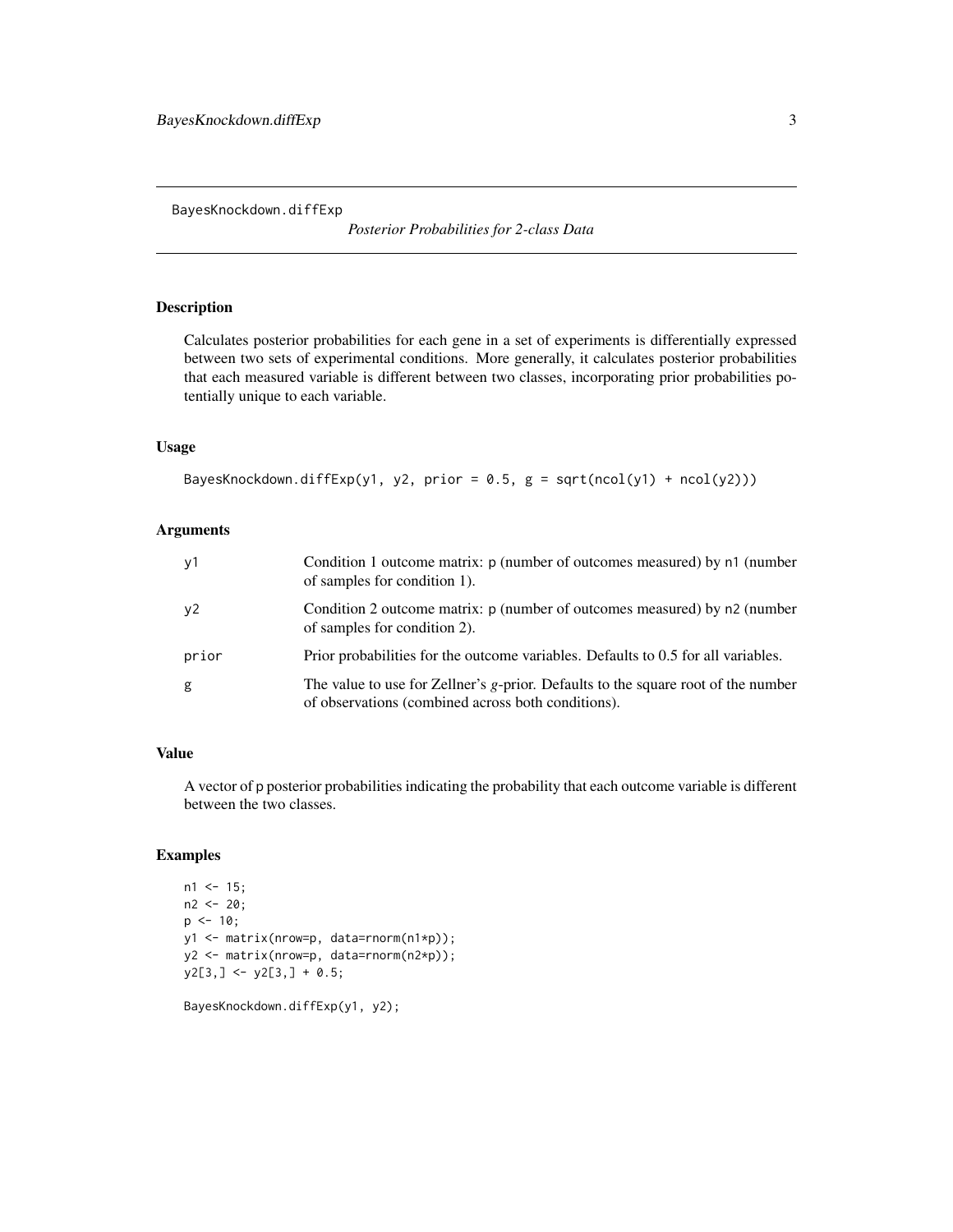BayesKnockdown.diffExp

*Posterior Probabilities for 2-class Data*

## Description

Calculates posterior probabilities for each gene in a set of experiments is differentially expressed between two sets of experimental conditions. More generally, it calculates posterior probabilities that each measured variable is different between two classes, incorporating prior probabilities potentially unique to each variable.

## Usage

```
BayesKnockdown.diffExp(y1, y2, prior = 0.5, g = sqrt(ncol(y1) + ncol(y2)))
```

## Arguments

| | |
|---|---|
| y1 | Condition 1 outcome matrix: p (number of outcomes measured) by n1 (number of samples for condition 1). |
| y2 | Condition 2 outcome matrix: p (number of outcomes measured) by n2 (number of samples for condition 2). |
| prior | Prior probabilities for the outcome variables. Defaults to 0.5 for all variables. |
| g | The value to use for Zellner's $g$-prior. Defaults to the square root of the number of observations (combined across both conditions). |

## Value

A vector of p posterior probabilities indicating the probability that each outcome variable is different between the two classes.

## Examples

```
n1 <- 15;
n2 <- 20;
p <- 10;
y1 <- matrix(nrow=p, data=rnorm(n1*p));
y2 <- matrix(nrow=p, data=rnorm(n2*p));
y2[3,] <- y2[3,] + 0.5;

BayesKnockdown.diffExp(y1, y2);
```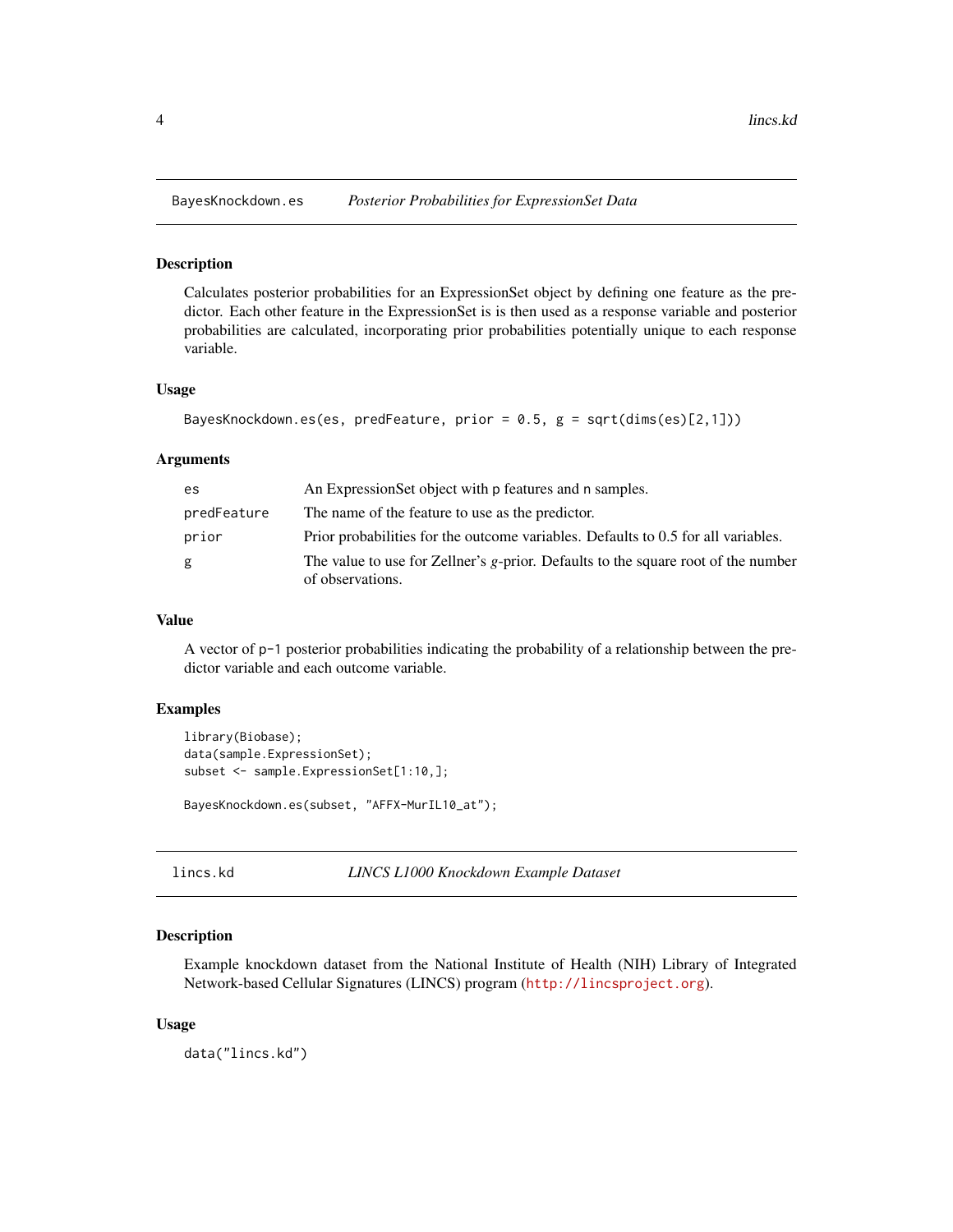## BayesKnockdown.es — *Posterior Probabilities for ExpressionSet Data*

### Description

Calculates posterior probabilities for an ExpressionSet object by defining one feature as the predictor. Each other feature in the ExpressionSet is is then used as a response variable and posterior probabilities are calculated, incorporating prior probabilities potentially unique to each response variable.

### Usage

```
BayesKnockdown.es(es, predFeature, prior = 0.5, g = sqrt(dims(es)[2,1]))
```

### Arguments

| | |
|---|---|
| `es` | An ExpressionSet object with `p` features and `n` samples. |
| `predFeature` | The name of the feature to use as the predictor. |
| `prior` | Prior probabilities for the outcome variables. Defaults to 0.5 for all variables. |
| `g` | The value to use for Zellner's $g$-prior. Defaults to the square root of the number of observations. |

### Value

A vector of `p-1` posterior probabilities indicating the probability of a relationship between the predictor variable and each outcome variable.

### Examples

```
library(Biobase);
data(sample.ExpressionSet);
subset <- sample.ExpressionSet[1:10,];

BayesKnockdown.es(subset, "AFFX-MurIL10_at");
```

## lincs.kd — *LINCS L1000 Knockdown Example Dataset*

### Description

Example knockdown dataset from the National Institute of Health (NIH) Library of Integrated Network-based Cellular Signatures (LINCS) program (http://lincsproject.org).

### Usage

```
data("lincs.kd")
```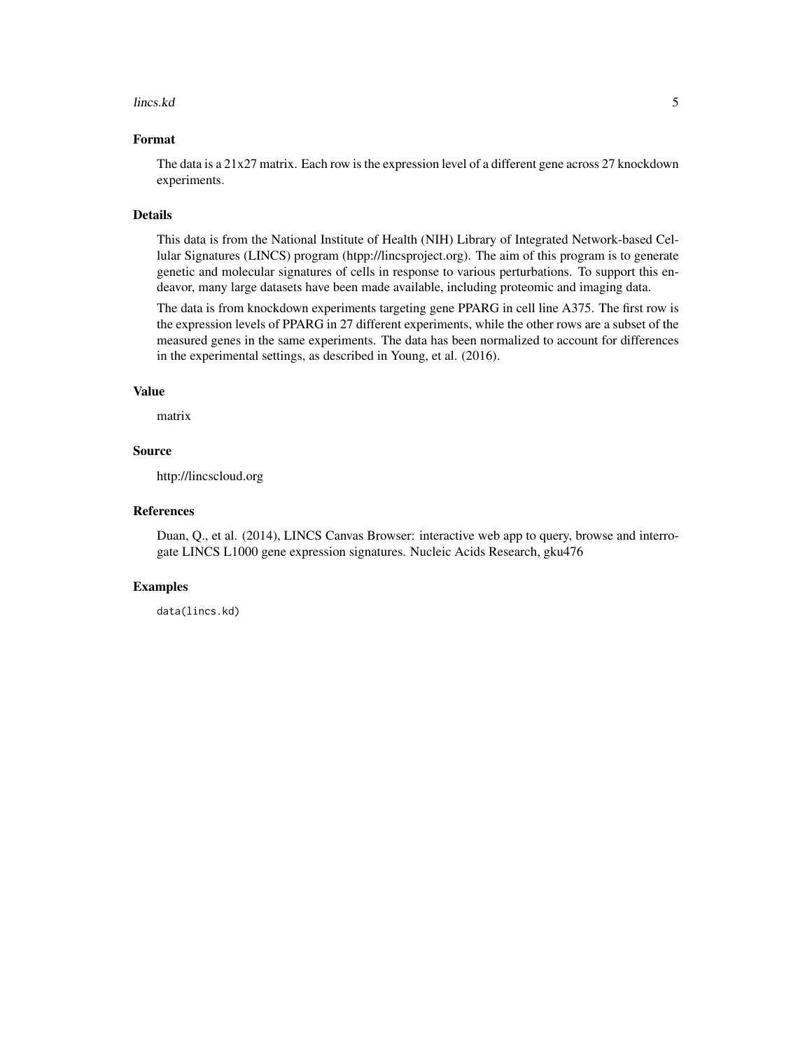## Format

The data is a 21x27 matrix. Each row is the expression level of a different gene across 27 knockdown experiments.

## Details

This data is from the National Institute of Health (NIH) Library of Integrated Network-based Cellular Signatures (LINCS) program (htpp://lincsproject.org). The aim of this program is to generate genetic and molecular signatures of cells in response to various perturbations. To support this endeavor, many large datasets have been made available, including proteomic and imaging data.

The data is from knockdown experiments targeting gene PPARG in cell line A375. The first row is the expression levels of PPARG in 27 different experiments, while the other rows are a subset of the measured genes in the same experiments. The data has been normalized to account for differences in the experimental settings, as described in Young, et al. (2016).

## Value

matrix

## Source

http://lincscloud.org

## References

Duan, Q., et al. (2014), LINCS Canvas Browser: interactive web app to query, browse and interrogate LINCS L1000 gene expression signatures. Nucleic Acids Research, gku476

## Examples

```
data(lincs.kd)
```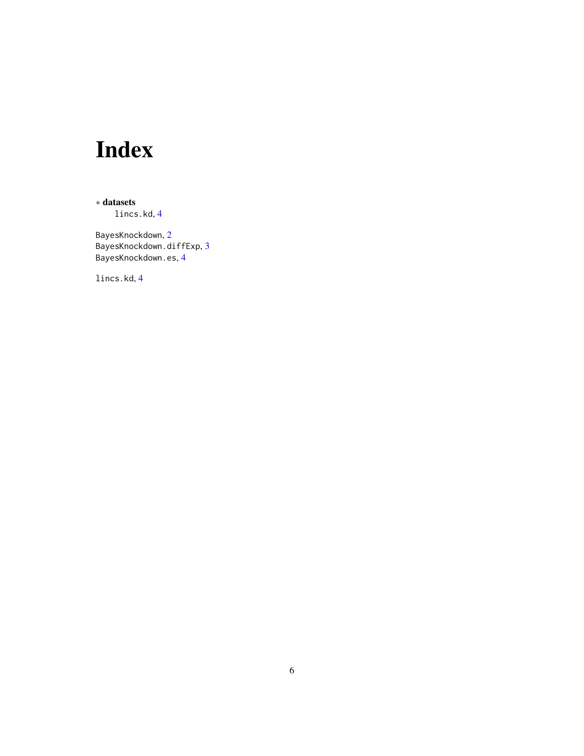# Index

∗ **datasets**
    lincs.kd, 4

BayesKnockdown, 2
BayesKnockdown.diffExp, 3
BayesKnockdown.es, 4

lincs.kd, 4